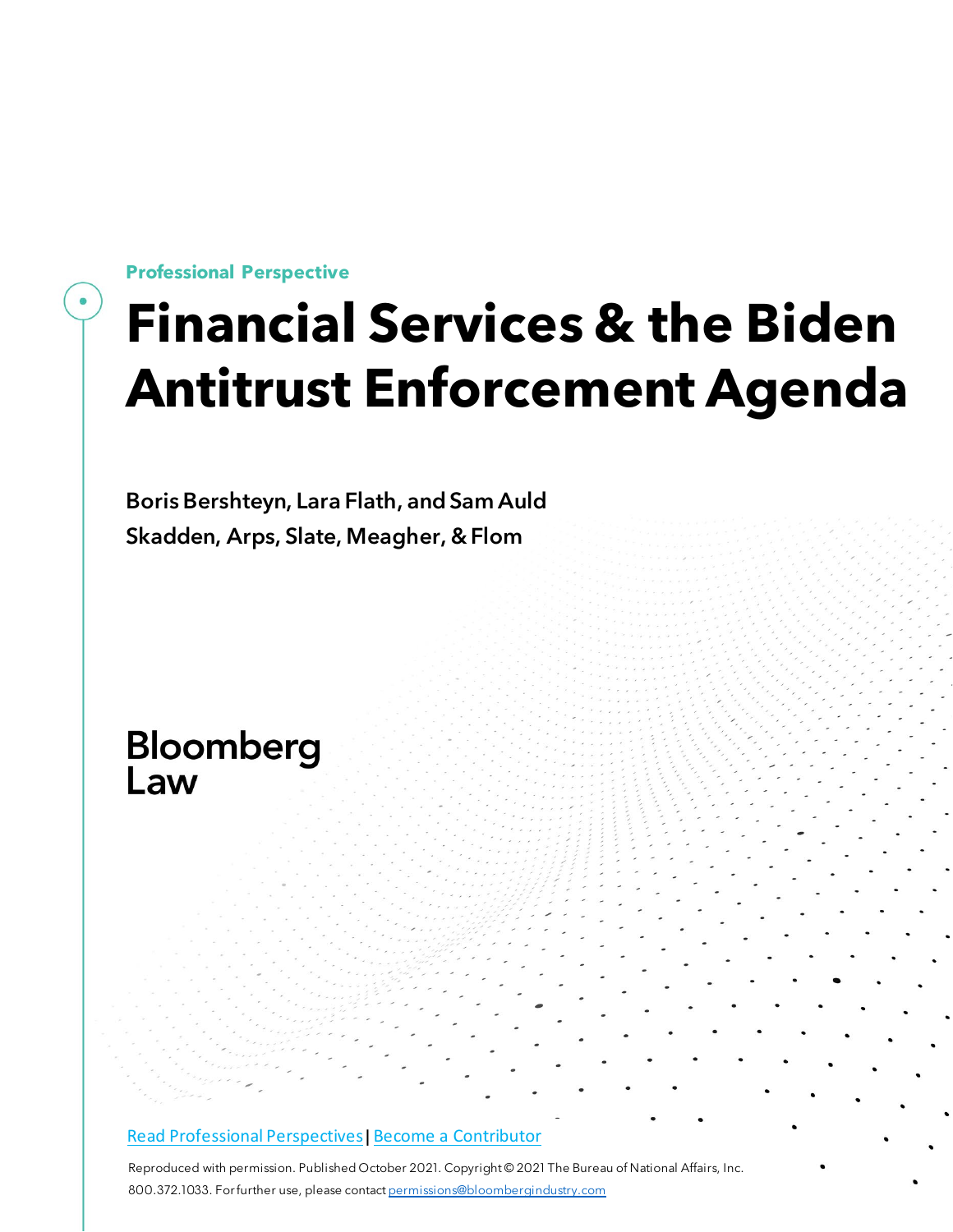Professional Perspective

# Financial Services & the Biden Antitrust Enforcement Agenda

Boris Bershteyn, Lara Flath, and Sam Auld

Skadden, Arps, Slate, Meagher, & Flom

Bloomberg Law

Read Professional Perspectives | Become a Contributor

Reproduced with permission. Published October 2021. Copyright © 2021 The Bureau of National Affairs, Inc. 800.372.1033. For further use, please contact permissions@bloombergindustry.com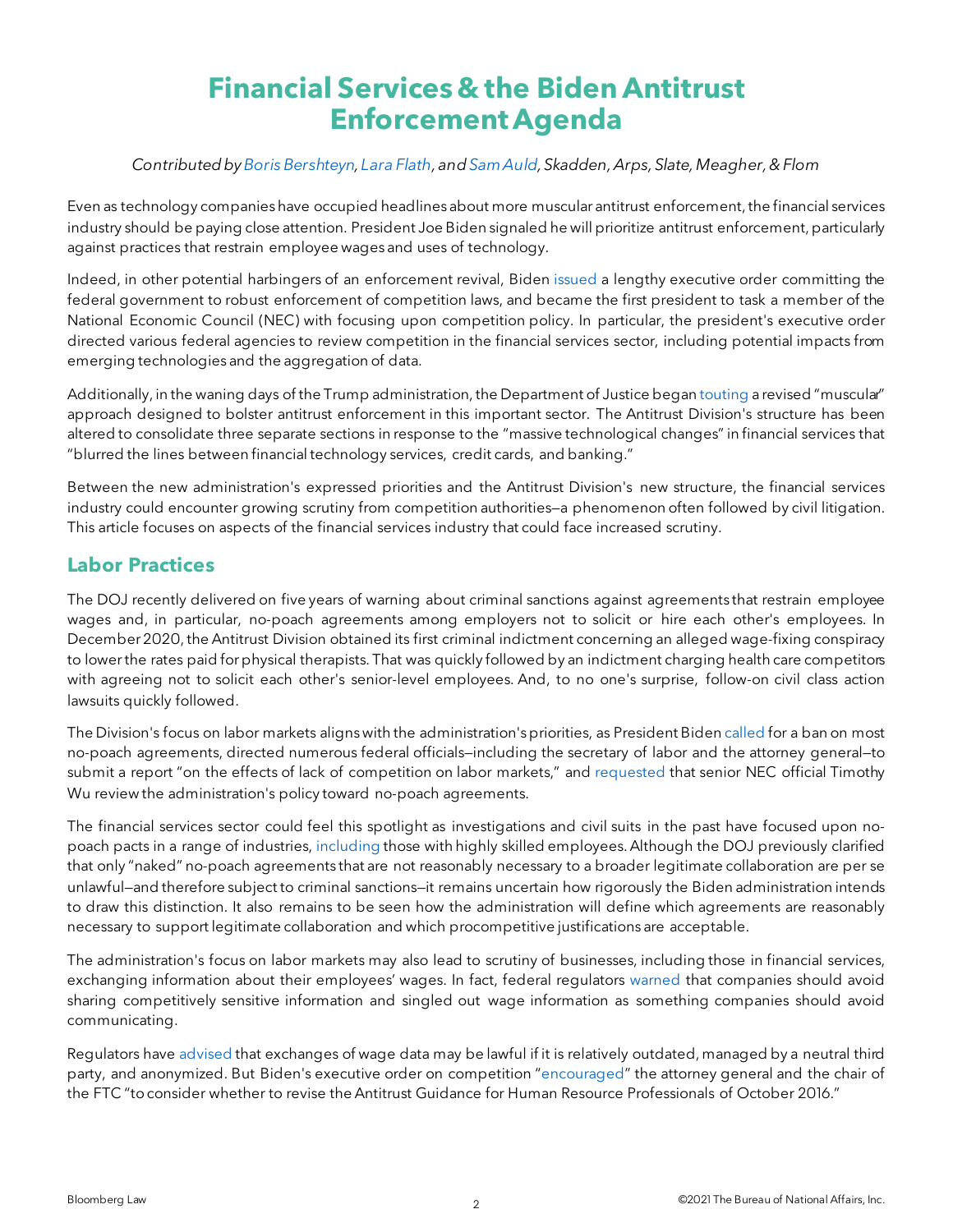# Financial Services & the Biden Antitrust Enforcement Agenda

*Contributed by Boris Bershteyn, Lara Flath, and Sam Auld, Skadden, Arps, Slate, Meagher, & Flom*

Even as technology companies have occupied headlines about more muscular antitrust enforcement, the financial services industry should be paying close attention. President Joe Biden signaled he will prioritize antitrust enforcement, particularly against practices that restrain employee wages and uses of technology.

Indeed, in other potential harbingers of an enforcement revival, Biden issued a lengthy executive order committing the federal government to robust enforcement of competition laws, and became the first president to task a member of the National Economic Council (NEC) with focusing upon competition policy. In particular, the president's executive order directed various federal agencies to review competition in the financial services sector, including potential impacts from emerging technologies and the aggregation of data.

Additionally, in the waning days of the Trump administration, the Department of Justice began touting a revised "muscular" approach designed to bolster antitrust enforcement in this important sector. The Antitrust Division's structure has been altered to consolidate three separate sections in response to the "massive technological changes" in financial services that "blurred the lines between financial technology services, credit cards, and banking."

Between the new administration's expressed priorities and the Antitrust Division's new structure, the financial services industry could encounter growing scrutiny from competition authorities—a phenomenon often followed by civil litigation. This article focuses on aspects of the financial services industry that could face increased scrutiny.

## Labor Practices

The DOJ recently delivered on five years of warning about criminal sanctions against agreements that restrain employee wages and, in particular, no-poach agreements among employers not to solicit or hire each other's employees. In December 2020, the Antitrust Division obtained its first criminal indictment concerning an alleged wage-fixing conspiracy to lower the rates paid for physical therapists. That was quickly followed by an indictment charging health care competitors with agreeing not to solicit each other's senior-level employees. And, to no one's surprise, follow-on civil class action lawsuits quickly followed.

The Division's focus on labor markets aligns with the administration's priorities, as President Biden called for a ban on most no-poach agreements, directed numerous federal officials—including the secretary of labor and the attorney general—to submit a report "on the effects of lack of competition on labor markets," and requested that senior NEC official Timothy Wu review the administration's policy toward no-poach agreements.

The financial services sector could feel this spotlight as investigations and civil suits in the past have focused upon no-poach pacts in a range of industries, including those with highly skilled employees. Although the DOJ previously clarified that only "naked" no-poach agreements that are not reasonably necessary to a broader legitimate collaboration are per se unlawful—and therefore subject to criminal sanctions—it remains uncertain how rigorously the Biden administration intends to draw this distinction. It also remains to be seen how the administration will define which agreements are reasonably necessary to support legitimate collaboration and which procompetitive justifications are acceptable.

The administration's focus on labor markets may also lead to scrutiny of businesses, including those in financial services, exchanging information about their employees' wages. In fact, federal regulators warned that companies should avoid sharing competitively sensitive information and singled out wage information as something companies should avoid communicating.

Regulators have advised that exchanges of wage data may be lawful if it is relatively outdated, managed by a neutral third party, and anonymized. But Biden's executive order on competition "encouraged" the attorney general and the chair of the FTC "to consider whether to revise the Antitrust Guidance for Human Resource Professionals of October 2016."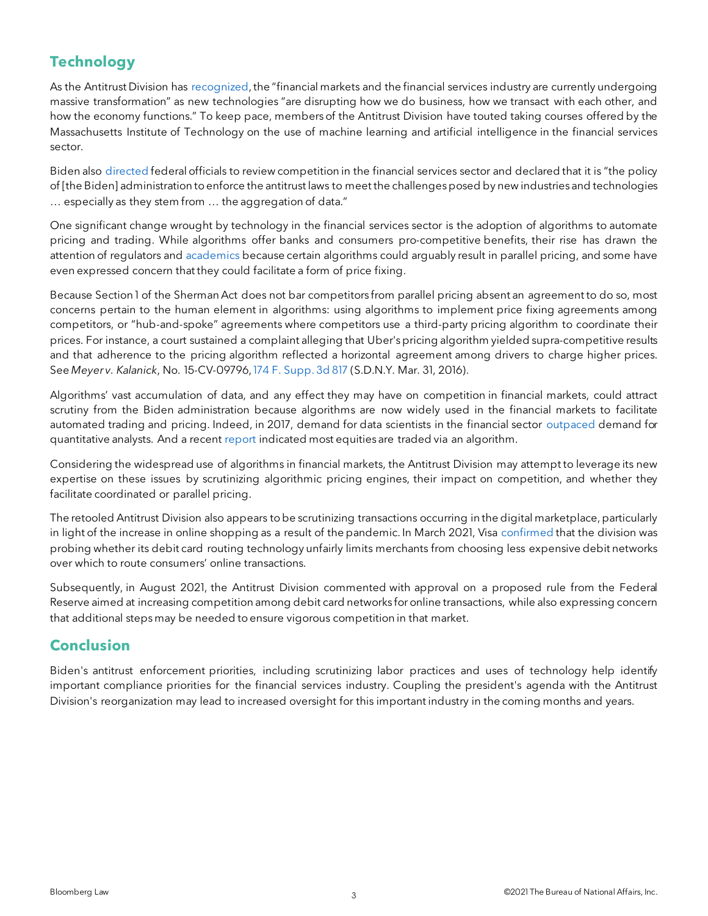## Technology

As the Antitrust Division has recognized, the "financial markets and the financial services industry are currently undergoing massive transformation" as new technologies "are disrupting how we do business, how we transact with each other, and how the economy functions." To keep pace, members of the Antitrust Division have touted taking courses offered by the Massachusetts Institute of Technology on the use of machine learning and artificial intelligence in the financial services sector.

Biden also directed federal officials to review competition in the financial services sector and declared that it is "the policy of [the Biden] administration to enforce the antitrust laws to meet the challenges posed by new industries and technologies … especially as they stem from … the aggregation of data."

One significant change wrought by technology in the financial services sector is the adoption of algorithms to automate pricing and trading. While algorithms offer banks and consumers pro-competitive benefits, their rise has drawn the attention of regulators and academics because certain algorithms could arguably result in parallel pricing, and some have even expressed concern that they could facilitate a form of price fixing.

Because Section 1 of the Sherman Act does not bar competitors from parallel pricing absent an agreement to do so, most concerns pertain to the human element in algorithms: using algorithms to implement price fixing agreements among competitors, or "hub-and-spoke" agreements where competitors use a third-party pricing algorithm to coordinate their prices. For instance, a court sustained a complaint alleging that Uber's pricing algorithm yielded supra-competitive results and that adherence to the pricing algorithm reflected a horizontal agreement among drivers to charge higher prices. See *Meyer v. Kalanick*, No. 15-CV-09796, 174 F. Supp. 3d 817 (S.D.N.Y. Mar. 31, 2016).

Algorithms' vast accumulation of data, and any effect they may have on competition in financial markets, could attract scrutiny from the Biden administration because algorithms are now widely used in the financial markets to facilitate automated trading and pricing. Indeed, in 2017, demand for data scientists in the financial sector outpaced demand for quantitative analysts. And a recent report indicated most equities are traded via an algorithm.

Considering the widespread use of algorithms in financial markets, the Antitrust Division may attempt to leverage its new expertise on these issues by scrutinizing algorithmic pricing engines, their impact on competition, and whether they facilitate coordinated or parallel pricing.

The retooled Antitrust Division also appears to be scrutinizing transactions occurring in the digital marketplace, particularly in light of the increase in online shopping as a result of the pandemic. In March 2021, Visa confirmed that the division was probing whether its debit card routing technology unfairly limits merchants from choosing less expensive debit networks over which to route consumers' online transactions.

Subsequently, in August 2021, the Antitrust Division commented with approval on a proposed rule from the Federal Reserve aimed at increasing competition among debit card networks for online transactions, while also expressing concern that additional steps may be needed to ensure vigorous competition in that market.

## Conclusion

Biden's antitrust enforcement priorities, including scrutinizing labor practices and uses of technology help identify important compliance priorities for the financial services industry. Coupling the president's agenda with the Antitrust Division's reorganization may lead to increased oversight for this important industry in the coming months and years.